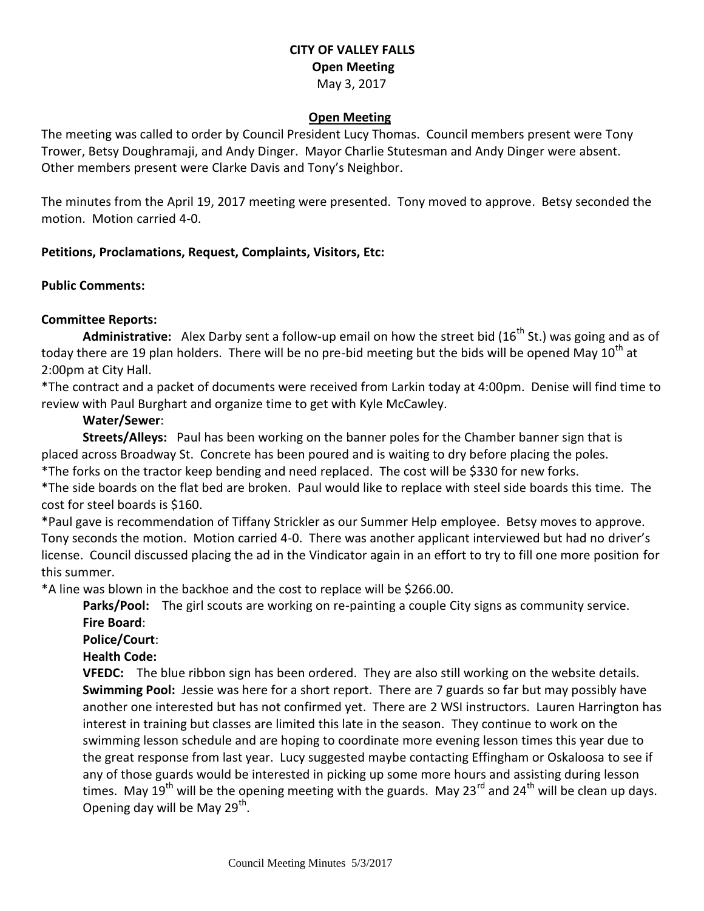**CITY OF VALLEY FALLS**
**Open Meeting**
May 3, 2017

**Open Meeting**

The meeting was called to order by Council President Lucy Thomas. Council members present were Tony Trower, Betsy Doughramaji, and Andy Dinger. Mayor Charlie Stutesman and Andy Dinger were absent. Other members present were Clarke Davis and Tony's Neighbor.

The minutes from the April 19, 2017 meeting were presented. Tony moved to approve. Betsy seconded the motion. Motion carried 4-0.

**Petitions, Proclamations, Request, Complaints, Visitors, Etc:**

**Public Comments:**

**Committee Reports:**

**Administrative:** Alex Darby sent a follow-up email on how the street bid (16th St.) was going and as of today there are 19 plan holders. There will be no pre-bid meeting but the bids will be opened May 10th at 2:00pm at City Hall.

*The contract and a packet of documents were received from Larkin today at 4:00pm. Denise will find time to review with Paul Burghart and organize time to get with Kyle McCawley.

**Water/Sewer**:

**Streets/Alleys:** Paul has been working on the banner poles for the Chamber banner sign that is placed across Broadway St. Concrete has been poured and is waiting to dry before placing the poles.

*The forks on the tractor keep bending and need replaced. The cost will be $330 for new forks.

*The side boards on the flat bed are broken. Paul would like to replace with steel side boards this time. The cost for steel boards is $160.

*Paul gave is recommendation of Tiffany Strickler as our Summer Help employee. Betsy moves to approve. Tony seconds the motion. Motion carried 4-0. There was another applicant interviewed but had no driver's license. Council discussed placing the ad in the Vindicator again in an effort to try to fill one more position for this summer.

*A line was blown in the backhoe and the cost to replace will be $266.00.

**Parks/Pool:** The girl scouts are working on re-painting a couple City signs as community service.

**Fire Board**:

**Police/Court**:

**Health Code:**

**VFEDC:** The blue ribbon sign has been ordered. They are also still working on the website details.

**Swimming Pool:** Jessie was here for a short report. There are 7 guards so far but may possibly have another one interested but has not confirmed yet. There are 2 WSI instructors. Lauren Harrington has interest in training but classes are limited this late in the season. They continue to work on the swimming lesson schedule and are hoping to coordinate more evening lesson times this year due to the great response from last year. Lucy suggested maybe contacting Effingham or Oskaloosa to see if any of those guards would be interested in picking up some more hours and assisting during lesson times. May 19th will be the opening meeting with the guards. May 23rd and 24th will be clean up days. Opening day will be May 29th.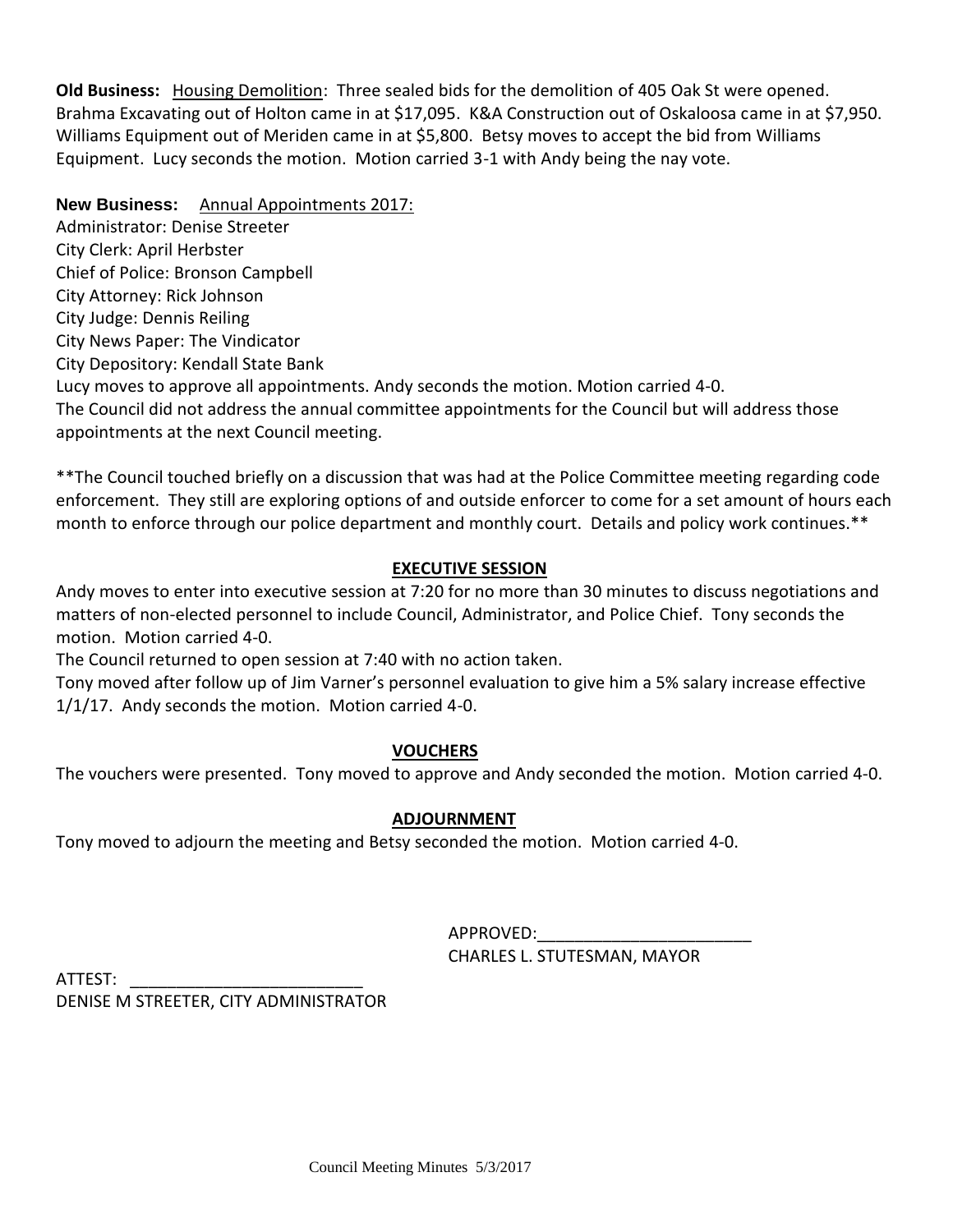**Old Business:** Housing Demolition: Three sealed bids for the demolition of 405 Oak St were opened. Brahma Excavating out of Holton came in at $17,095. K&A Construction out of Oskaloosa came in at $7,950. Williams Equipment out of Meriden came in at $5,800. Betsy moves to accept the bid from Williams Equipment. Lucy seconds the motion. Motion carried 3-1 with Andy being the nay vote.

**New Business:** Annual Appointments 2017:

Administrator: Denise Streeter
City Clerk: April Herbster
Chief of Police: Bronson Campbell
City Attorney: Rick Johnson
City Judge: Dennis Reiling
City News Paper: The Vindicator
City Depository: Kendall State Bank

Lucy moves to approve all appointments. Andy seconds the motion. Motion carried 4-0.

The Council did not address the annual committee appointments for the Council but will address those appointments at the next Council meeting.

**The Council touched briefly on a discussion that was had at the Police Committee meeting regarding code enforcement. They still are exploring options of and outside enforcer to come for a set amount of hours each month to enforce through our police department and monthly court. Details and policy work continues.**

## EXECUTIVE SESSION

Andy moves to enter into executive session at 7:20 for no more than 30 minutes to discuss negotiations and matters of non-elected personnel to include Council, Administrator, and Police Chief. Tony seconds the motion. Motion carried 4-0.

The Council returned to open session at 7:40 with no action taken.

Tony moved after follow up of Jim Varner's personnel evaluation to give him a 5% salary increase effective 1/1/17. Andy seconds the motion. Motion carried 4-0.

## VOUCHERS

The vouchers were presented. Tony moved to approve and Andy seconded the motion. Motion carried 4-0.

## ADJOURNMENT

Tony moved to adjourn the meeting and Betsy seconded the motion. Motion carried 4-0.

APPROVED:_______________________
CHARLES L. STUTESMAN, MAYOR

ATTEST: _________________________
DENISE M STREETER, CITY ADMINISTRATOR

Council Meeting Minutes 5/3/2017